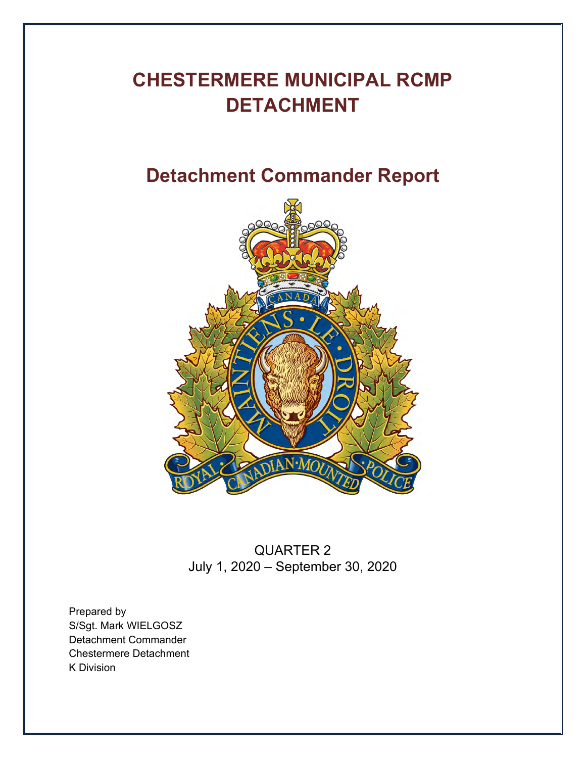# CHESTERMERE MUNICIPAL RCMP DETACHMENT

## Detachment Commander Report

QUARTER 2
July 1, 2020 – September 30, 2020

Prepared by
S/Sgt. Mark WIELGOSZ
Detachment Commander
Chestermere Detachment
K Division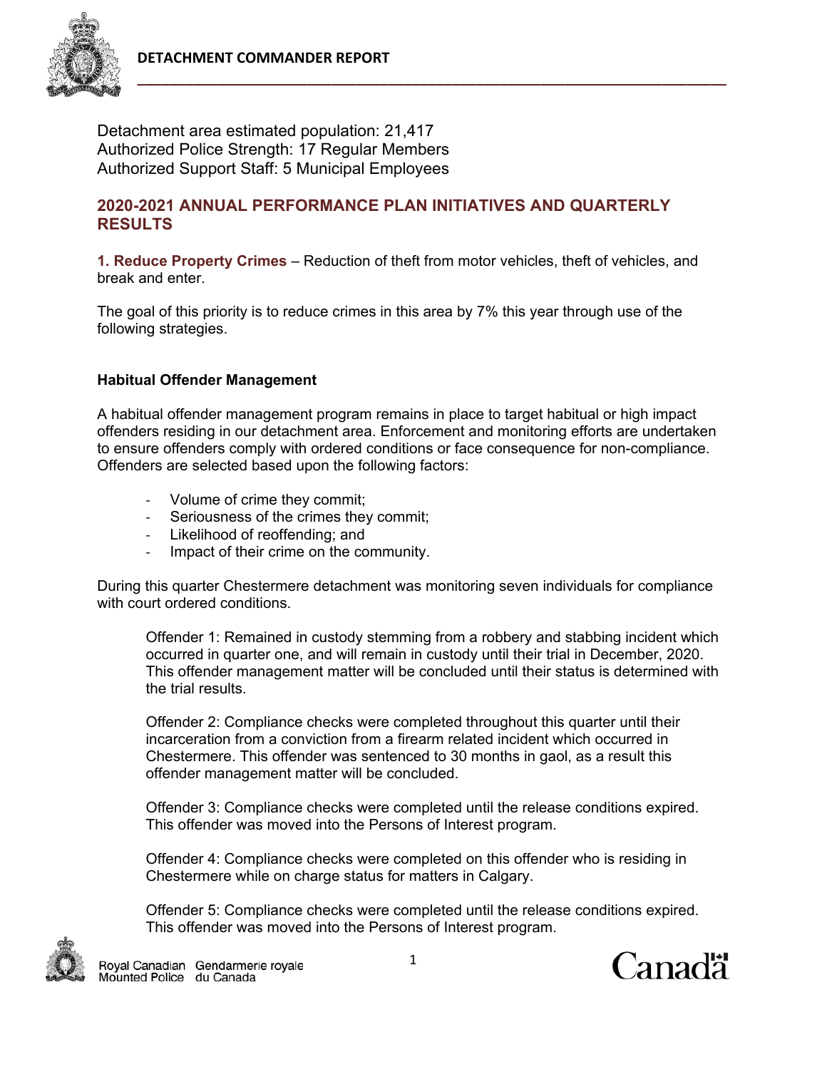Detachment area estimated population: 21,417
Authorized Police Strength: 17 Regular Members
Authorized Support Staff: 5 Municipal Employees

## 2020-2021 ANNUAL PERFORMANCE PLAN INITIATIVES AND QUARTERLY RESULTS

**1. Reduce Property Crimes** – Reduction of theft from motor vehicles, theft of vehicles, and break and enter.

The goal of this priority is to reduce crimes in this area by 7% this year through use of the following strategies.

### Habitual Offender Management

A habitual offender management program remains in place to target habitual or high impact offenders residing in our detachment area. Enforcement and monitoring efforts are undertaken to ensure offenders comply with ordered conditions or face consequence for non-compliance. Offenders are selected based upon the following factors:

- Volume of crime they commit;
- Seriousness of the crimes they commit;
- Likelihood of reoffending; and
- Impact of their crime on the community.

During this quarter Chestermere detachment was monitoring seven individuals for compliance with court ordered conditions.

> Offender 1: Remained in custody stemming from a robbery and stabbing incident which occurred in quarter one, and will remain in custody until their trial in December, 2020. This offender management matter will be concluded until their status is determined with the trial results.
>
> Offender 2: Compliance checks were completed throughout this quarter until their incarceration from a conviction from a firearm related incident which occurred in Chestermere. This offender was sentenced to 30 months in gaol, as a result this offender management matter will be concluded.
>
> Offender 3: Compliance checks were completed until the release conditions expired. This offender was moved into the Persons of Interest program.
>
> Offender 4: Compliance checks were completed on this offender who is residing in Chestermere while on charge status for matters in Calgary.
>
> Offender 5: Compliance checks were completed until the release conditions expired. This offender was moved into the Persons of Interest program.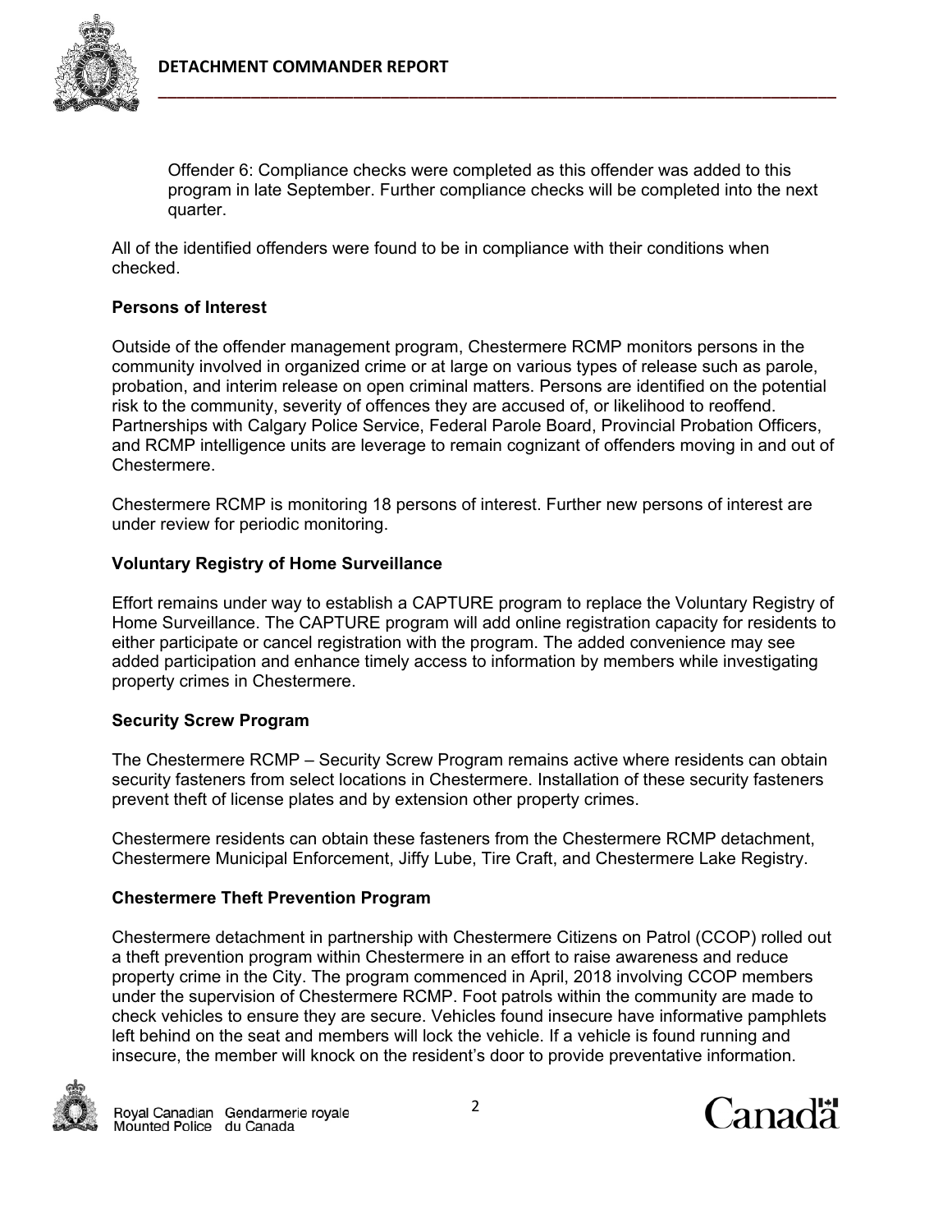Offender 6: Compliance checks were completed as this offender was added to this program in late September. Further compliance checks will be completed into the next quarter.

All of the identified offenders were found to be in compliance with their conditions when checked.

### Persons of Interest

Outside of the offender management program, Chestermere RCMP monitors persons in the community involved in organized crime or at large on various types of release such as parole, probation, and interim release on open criminal matters. Persons are identified on the potential risk to the community, severity of offences they are accused of, or likelihood to reoffend. Partnerships with Calgary Police Service, Federal Parole Board, Provincial Probation Officers, and RCMP intelligence units are leverage to remain cognizant of offenders moving in and out of Chestermere.

Chestermere RCMP is monitoring 18 persons of interest. Further new persons of interest are under review for periodic monitoring.

### Voluntary Registry of Home Surveillance

Effort remains under way to establish a CAPTURE program to replace the Voluntary Registry of Home Surveillance. The CAPTURE program will add online registration capacity for residents to either participate or cancel registration with the program. The added convenience may see added participation and enhance timely access to information by members while investigating property crimes in Chestermere.

### Security Screw Program

The Chestermere RCMP – Security Screw Program remains active where residents can obtain security fasteners from select locations in Chestermere. Installation of these security fasteners prevent theft of license plates and by extension other property crimes.

Chestermere residents can obtain these fasteners from the Chestermere RCMP detachment, Chestermere Municipal Enforcement, Jiffy Lube, Tire Craft, and Chestermere Lake Registry.

### Chestermere Theft Prevention Program

Chestermere detachment in partnership with Chestermere Citizens on Patrol (CCOP) rolled out a theft prevention program within Chestermere in an effort to raise awareness and reduce property crime in the City. The program commenced in April, 2018 involving CCOP members under the supervision of Chestermere RCMP. Foot patrols within the community are made to check vehicles to ensure they are secure. Vehicles found insecure have informative pamphlets left behind on the seat and members will lock the vehicle. If a vehicle is found running and insecure, the member will knock on the resident's door to provide preventative information.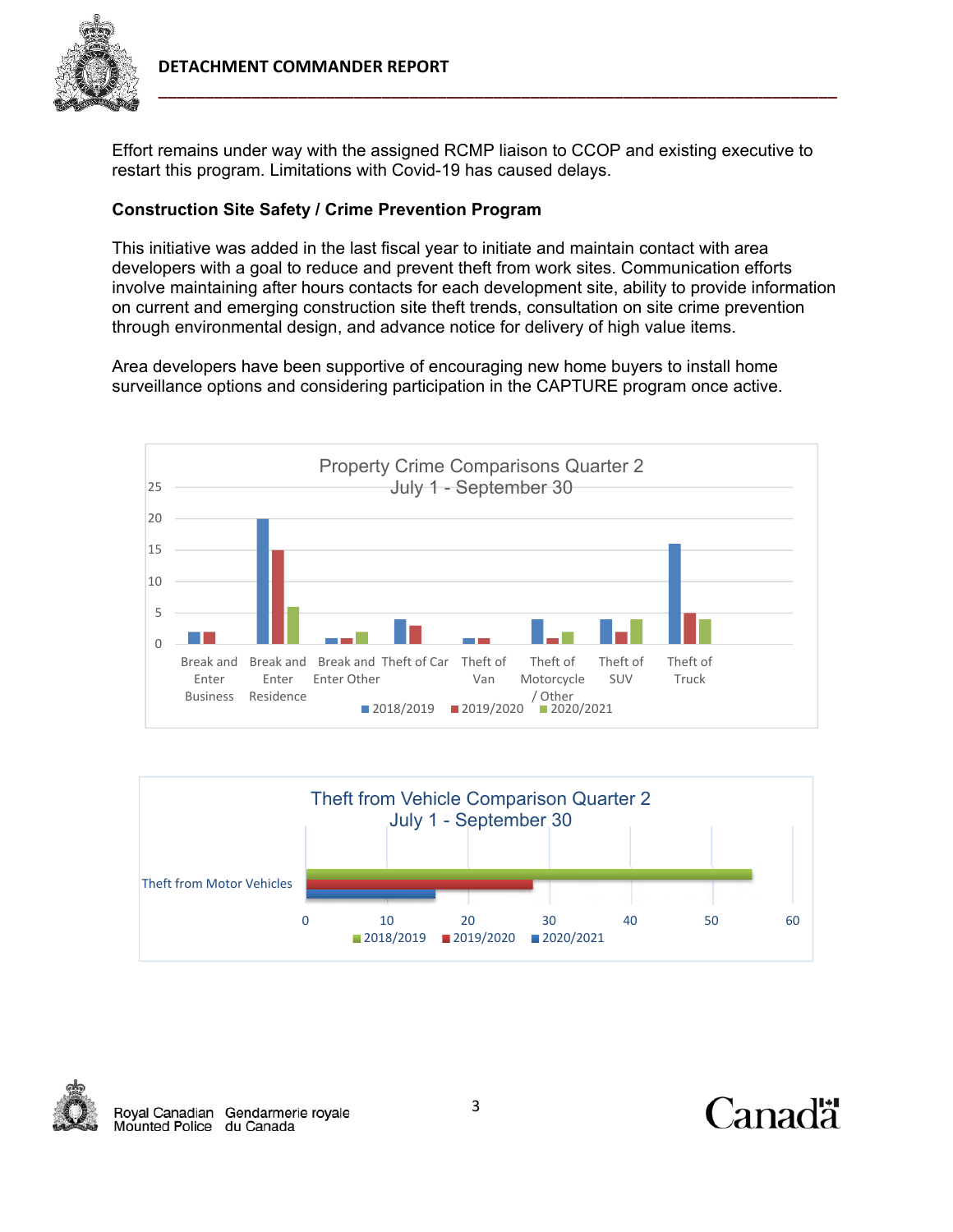Effort remains under way with the assigned RCMP liaison to CCOP and existing executive to restart this program. Limitations with Covid-19 has caused delays.

**Construction Site Safety / Crime Prevention Program**

This initiative was added in the last fiscal year to initiate and maintain contact with area developers with a goal to reduce and prevent theft from work sites. Communication efforts involve maintaining after hours contacts for each development site, ability to provide information on current and emerging construction site theft trends, consultation on site crime prevention through environmental design, and advance notice for delivery of high value items.

Area developers have been supportive of encouraging new home buyers to install home surveillance options and considering participation in the CAPTURE program once active.

**Property Crime Comparisons Quarter 2**
**July 1 - September 30**

| Category | 2018/2019 | 2019/2020 | 2020/2021 |
|---|---|---|---|
| Break and Enter Business | 2 | 2 | 0 |
| Break and Enter Residence | 20 | 15 | 6 |
| Break and Enter Other | 1 | 1 | 2 |
| Theft of Car | 4 | 3 | 0 |
| Theft of Van | 1 | 1 | 0 |
| Theft of Motorcycle / Other | 4 | 1 | 2 |
| Theft of SUV | 4 | 2 | 4 |
| Theft of Truck | 16 | 5 | 4 |

**Theft from Vehicle Comparison Quarter 2**
**July 1 - September 30**

| Category | 2018/2019 | 2019/2020 | 2020/2021 |
|---|---|---|---|
| Theft from Motor Vehicles | 55 | 28 | 16 |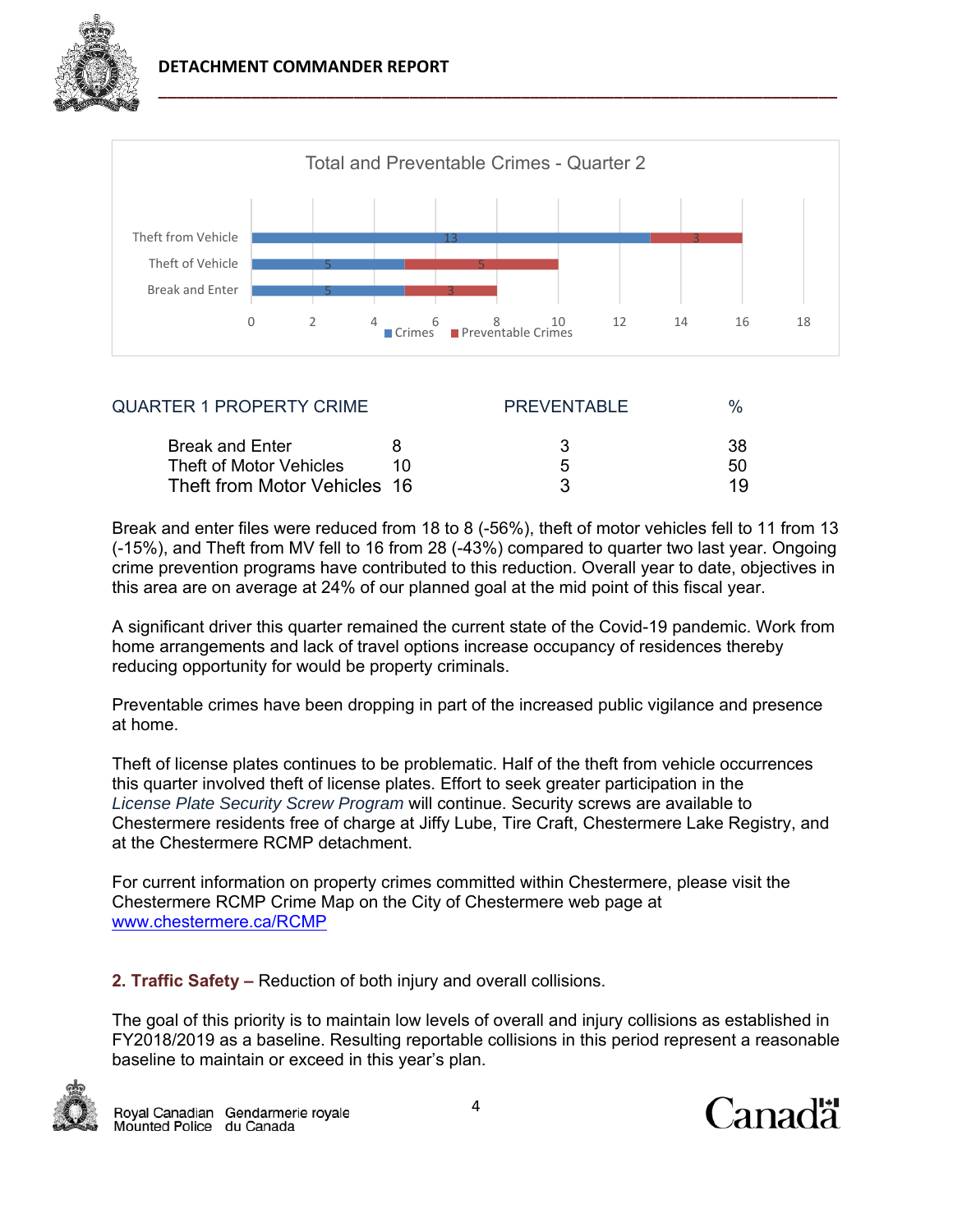Total and Preventable Crimes - Quarter 2

| | Crimes | Preventable Crimes |
|---|---|---|
| Theft from Vehicle | 13 | 3 |
| Theft of Vehicle | 5 | 5 |
| Break and Enter | 5 | 3 |

| QUARTER 1 PROPERTY CRIME | | PREVENTABLE | % |
|---|---|---|---|
| Break and Enter | 8 | 3 | 38 |
| Theft of Motor Vehicles | 10 | 5 | 50 |
| Theft from Motor Vehicles | 16 | 3 | 19 |

Break and enter files were reduced from 18 to 8 (-56%), theft of motor vehicles fell to 11 from 13 (-15%), and Theft from MV fell to 16 from 28 (-43%) compared to quarter two last year. Ongoing crime prevention programs have contributed to this reduction. Overall year to date, objectives in this area are on average at 24% of our planned goal at the mid point of this fiscal year.

A significant driver this quarter remained the current state of the Covid-19 pandemic. Work from home arrangements and lack of travel options increase occupancy of residences thereby reducing opportunity for would be property criminals.

Preventable crimes have been dropping in part of the increased public vigilance and presence at home.

Theft of license plates continues to be problematic. Half of the theft from vehicle occurrences this quarter involved theft of license plates. Effort to seek greater participation in the *License Plate Security Screw Program* will continue. Security screws are available to Chestermere residents free of charge at Jiffy Lube, Tire Craft, Chestermere Lake Registry, and at the Chestermere RCMP detachment.

For current information on property crimes committed within Chestermere, please visit the Chestermere RCMP Crime Map on the City of Chestermere web page at [www.chestermere.ca/RCMP](http://www.chestermere.ca/RCMP)

**2. Traffic Safety –** Reduction of both injury and overall collisions.

The goal of this priority is to maintain low levels of overall and injury collisions as established in FY2018/2019 as a baseline. Resulting reportable collisions in this period represent a reasonable baseline to maintain or exceed in this year's plan.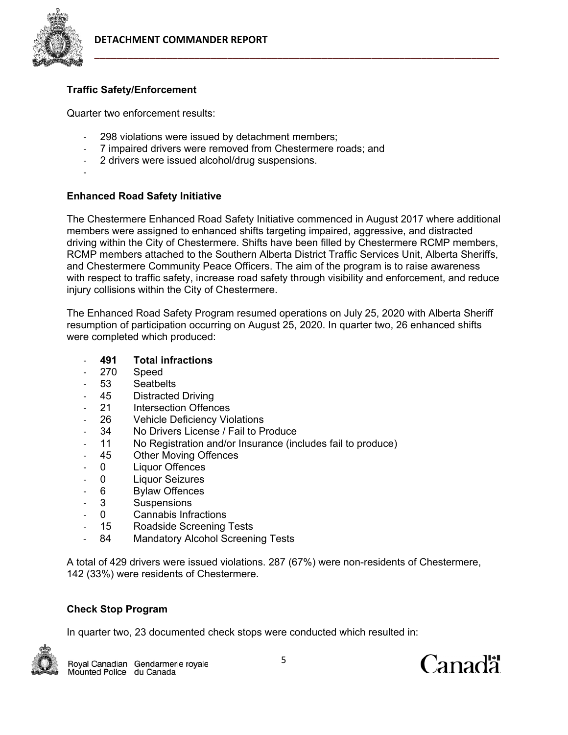### Traffic Safety/Enforcement

Quarter two enforcement results:

- 298 violations were issued by detachment members;
- 7 impaired drivers were removed from Chestermere roads; and
- 2 drivers were issued alcohol/drug suspensions.
-

### Enhanced Road Safety Initiative

The Chestermere Enhanced Road Safety Initiative commenced in August 2017 where additional members were assigned to enhanced shifts targeting impaired, aggressive, and distracted driving within the City of Chestermere. Shifts have been filled by Chestermere RCMP members, RCMP members attached to the Southern Alberta District Traffic Services Unit, Alberta Sheriffs, and Chestermere Community Peace Officers. The aim of the program is to raise awareness with respect to traffic safety, increase road safety through visibility and enforcement, and reduce injury collisions within the City of Chestermere.

The Enhanced Road Safety Program resumed operations on July 25, 2020 with Alberta Sheriff resumption of participation occurring on August 25, 2020. In quarter two, 26 enhanced shifts were completed which produced:

- **491 Total infractions**
- 270 Speed
- 53 Seatbelts
- 45 Distracted Driving
- 21 Intersection Offences
- 26 Vehicle Deficiency Violations
- 34 No Drivers License / Fail to Produce
- 11 No Registration and/or Insurance (includes fail to produce)
- 45 Other Moving Offences
- 0 Liquor Offences
- 0 Liquor Seizures
- 6 Bylaw Offences
- 3 Suspensions
- 0 Cannabis Infractions
- 15 Roadside Screening Tests
- 84 Mandatory Alcohol Screening Tests

A total of 429 drivers were issued violations. 287 (67%) were non-residents of Chestermere, 142 (33%) were residents of Chestermere.

### Check Stop Program

In quarter two, 23 documented check stops were conducted which resulted in: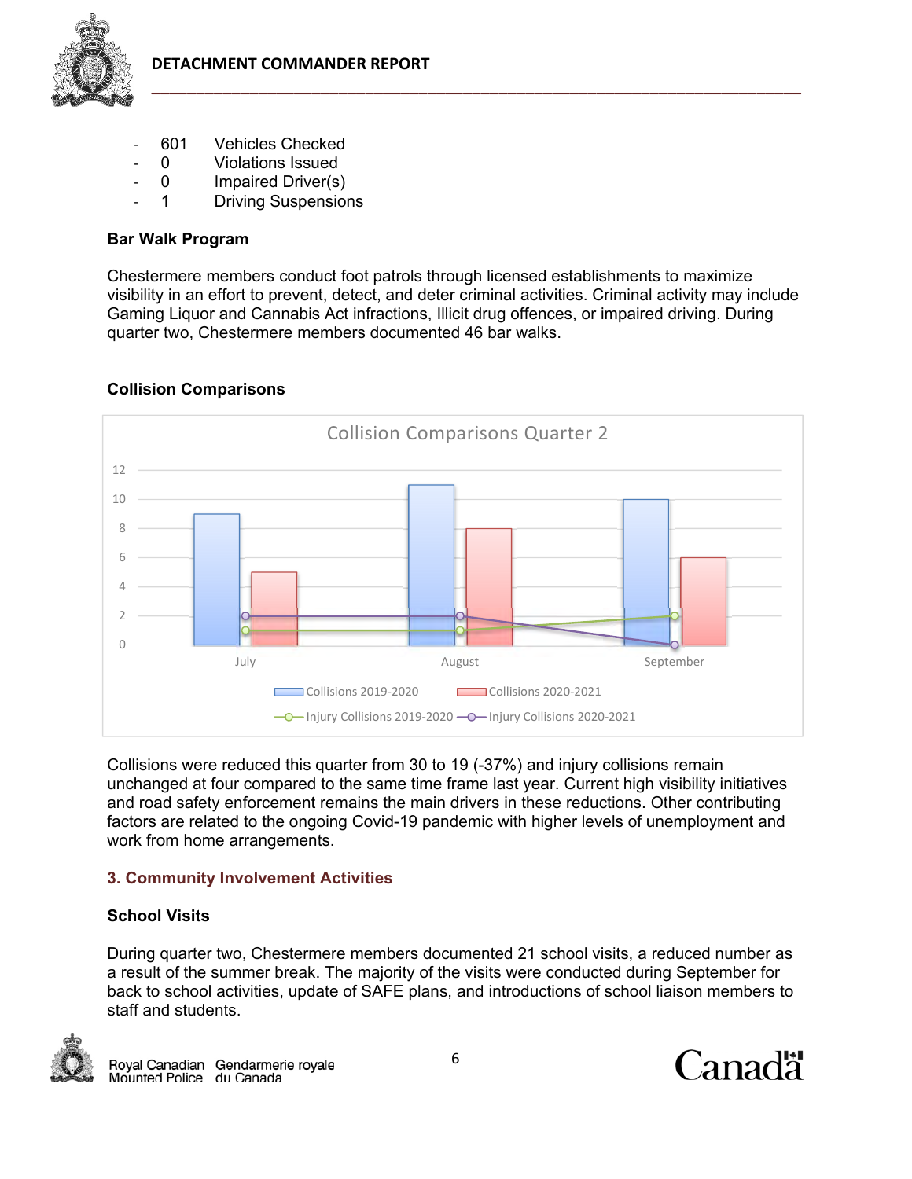- 601 Vehicles Checked
- 0 Violations Issued
- 0 Impaired Driver(s)
- 1 Driving Suspensions

**Bar Walk Program**

Chestermere members conduct foot patrols through licensed establishments to maximize visibility in an effort to prevent, detect, and deter criminal activities. Criminal activity may include Gaming Liquor and Cannabis Act infractions, Illicit drug offences, or impaired driving. During quarter two, Chestermere members documented 46 bar walks.

**Collision Comparisons**

Collision Comparisons Quarter 2

| | July | August | September |
|---|---|---|---|
| Collisions 2019-2020 | 9 | 11 | 10 |
| Collisions 2020-2021 | 5 | 8 | 6 |
| Injury Collisions 2019-2020 | 1 | 1 | 2 |
| Injury Collisions 2020-2021 | 2 | 2 | 0 |

Collisions were reduced this quarter from 30 to 19 (-37%) and injury collisions remain unchanged at four compared to the same time frame last year. Current high visibility initiatives and road safety enforcement remains the main drivers in these reductions. Other contributing factors are related to the ongoing Covid-19 pandemic with higher levels of unemployment and work from home arrangements.

## 3. Community Involvement Activities

**School Visits**

During quarter two, Chestermere members documented 21 school visits, a reduced number as a result of the summer break. The majority of the visits were conducted during September for back to school activities, update of SAFE plans, and introductions of school liaison members to staff and students.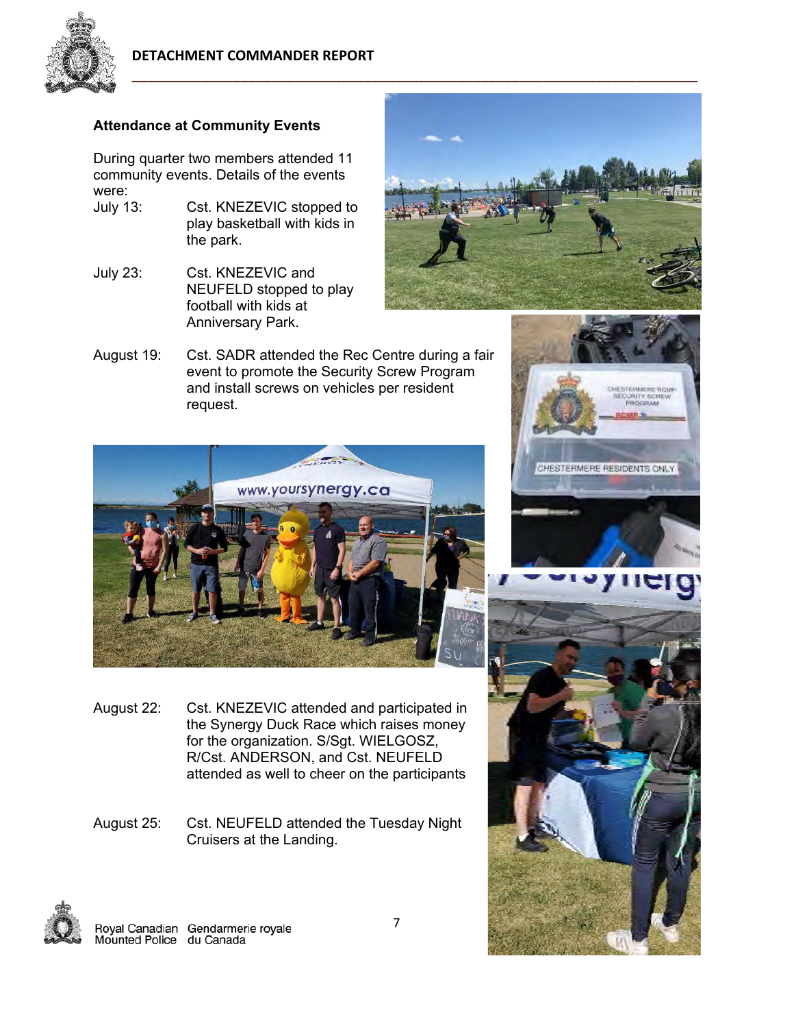## Attendance at Community Events

During quarter two members attended 11 community events. Details of the events were:

July 13: Cst. KNEZEVIC stopped to play basketball with kids in the park.

July 23: Cst. KNEZEVIC and NEUFELD stopped to play football with kids at Anniversary Park.

August 19: Cst. SADR attended the Rec Centre during a fair event to promote the Security Screw Program and install screws on vehicles per resident request.

August 22: Cst. KNEZEVIC attended and participated in the Synergy Duck Race which raises money for the organization. S/Sgt. WIELGOSZ, R/Cst. ANDERSON, and Cst. NEUFELD attended as well to cheer on the participants

August 25: Cst. NEUFELD attended the Tuesday Night Cruisers at the Landing.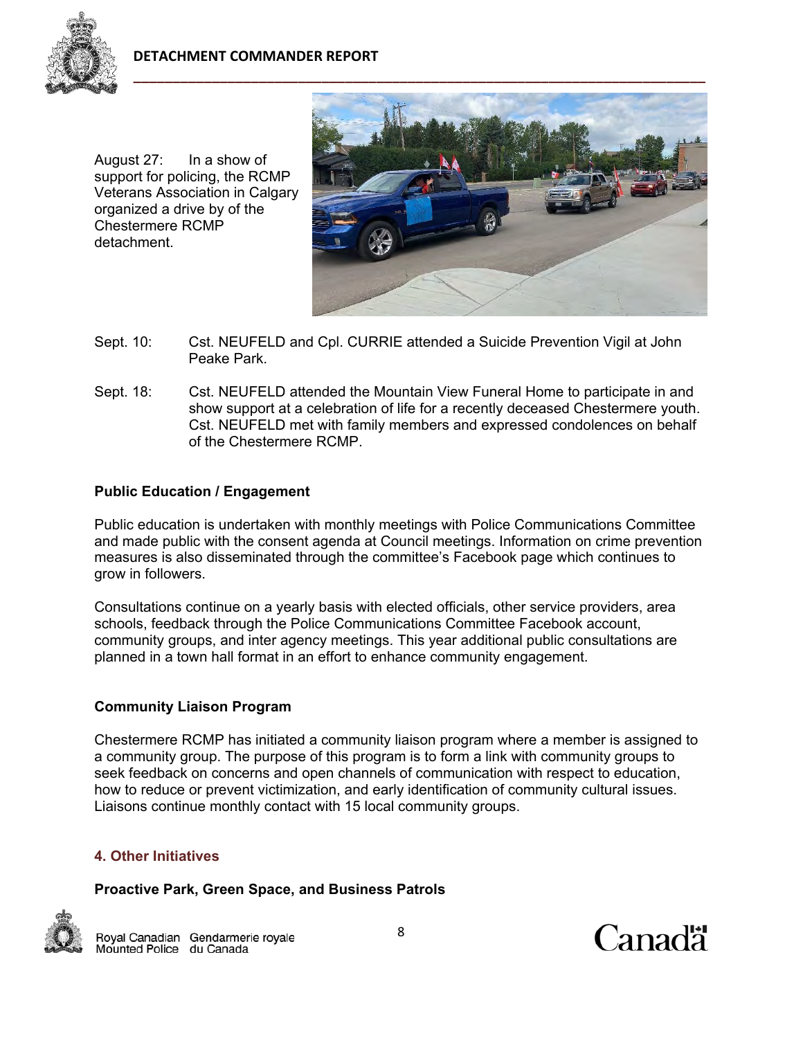August 27: In a show of support for policing, the RCMP Veterans Association in Calgary organized a drive by of the Chestermere RCMP detachment.

Sept. 10: Cst. NEUFELD and Cpl. CURRIE attended a Suicide Prevention Vigil at John Peake Park.

Sept. 18: Cst. NEUFELD attended the Mountain View Funeral Home to participate in and show support at a celebration of life for a recently deceased Chestermere youth. Cst. NEUFELD met with family members and expressed condolences on behalf of the Chestermere RCMP.

**Public Education / Engagement**

Public education is undertaken with monthly meetings with Police Communications Committee and made public with the consent agenda at Council meetings. Information on crime prevention measures is also disseminated through the committee's Facebook page which continues to grow in followers.

Consultations continue on a yearly basis with elected officials, other service providers, area schools, feedback through the Police Communications Committee Facebook account, community groups, and inter agency meetings. This year additional public consultations are planned in a town hall format in an effort to enhance community engagement.

**Community Liaison Program**

Chestermere RCMP has initiated a community liaison program where a member is assigned to a community group. The purpose of this program is to form a link with community groups to seek feedback on concerns and open channels of communication with respect to education, how to reduce or prevent victimization, and early identification of community cultural issues. Liaisons continue monthly contact with 15 local community groups.

## 4. Other Initiatives

**Proactive Park, Green Space, and Business Patrols**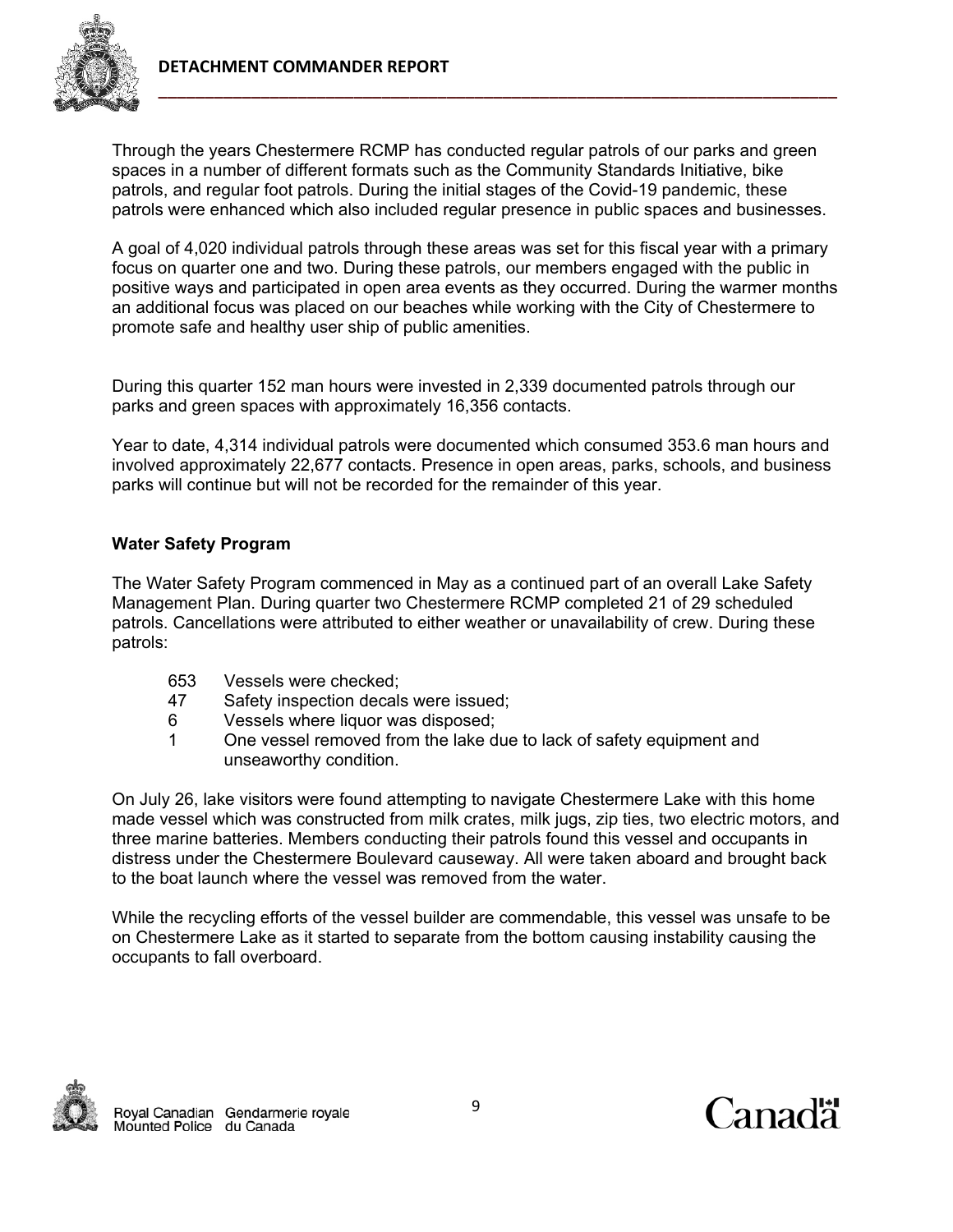Through the years Chestermere RCMP has conducted regular patrols of our parks and green spaces in a number of different formats such as the Community Standards Initiative, bike patrols, and regular foot patrols. During the initial stages of the Covid-19 pandemic, these patrols were enhanced which also included regular presence in public spaces and businesses.

A goal of 4,020 individual patrols through these areas was set for this fiscal year with a primary focus on quarter one and two. During these patrols, our members engaged with the public in positive ways and participated in open area events as they occurred. During the warmer months an additional focus was placed on our beaches while working with the City of Chestermere to promote safe and healthy user ship of public amenities.

During this quarter 152 man hours were invested in 2,339 documented patrols through our parks and green spaces with approximately 16,356 contacts.

Year to date, 4,314 individual patrols were documented which consumed 353.6 man hours and involved approximately 22,677 contacts. Presence in open areas, parks, schools, and business parks will continue but will not be recorded for the remainder of this year.

**Water Safety Program**

The Water Safety Program commenced in May as a continued part of an overall Lake Safety Management Plan. During quarter two Chestermere RCMP completed 21 of 29 scheduled patrols. Cancellations were attributed to either weather or unavailability of crew. During these patrols:

- 653 Vessels were checked;
- 47 Safety inspection decals were issued;
- 6 Vessels where liquor was disposed;
- 1 One vessel removed from the lake due to lack of safety equipment and unseaworthy condition.

On July 26, lake visitors were found attempting to navigate Chestermere Lake with this home made vessel which was constructed from milk crates, milk jugs, zip ties, two electric motors, and three marine batteries. Members conducting their patrols found this vessel and occupants in distress under the Chestermere Boulevard causeway. All were taken aboard and brought back to the boat launch where the vessel was removed from the water.

While the recycling efforts of the vessel builder are commendable, this vessel was unsafe to be on Chestermere Lake as it started to separate from the bottom causing instability causing the occupants to fall overboard.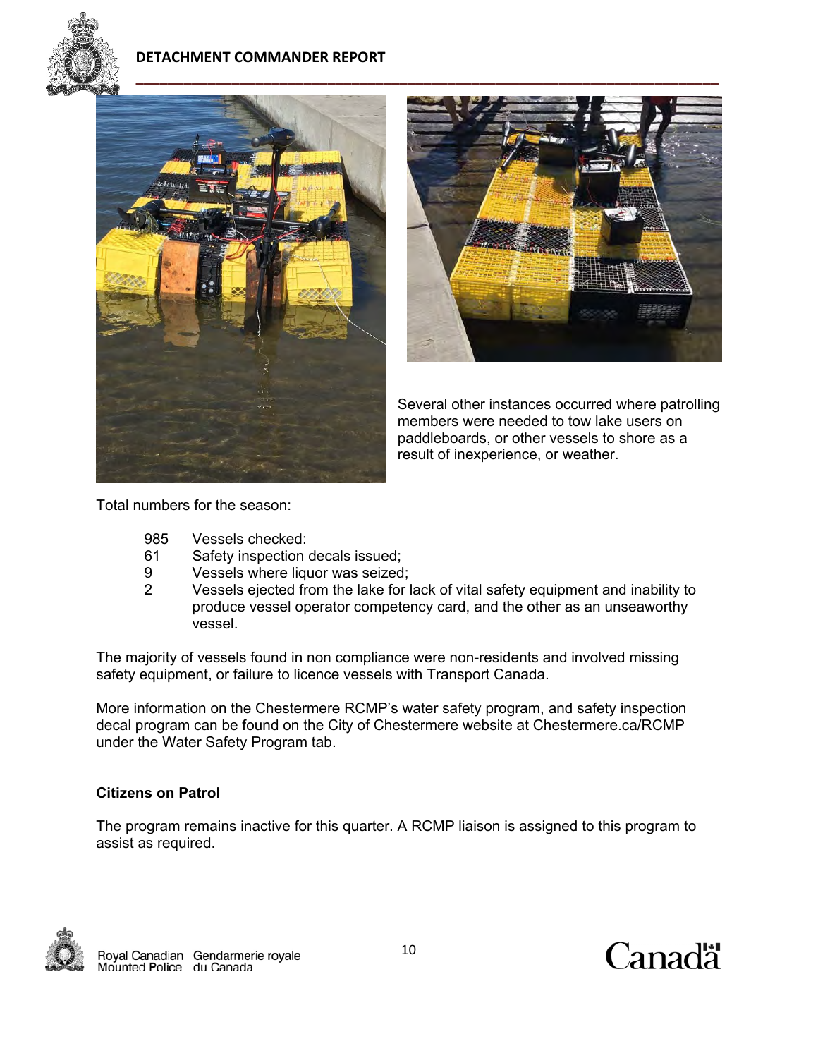Several other instances occurred where patrolling members were needed to tow lake users on paddleboards, or other vessels to shore as a result of inexperience, or weather.

Total numbers for the season:

- 985 Vessels checked:
- 61 Safety inspection decals issued;
- 9 Vessels where liquor was seized;
- 2 Vessels ejected from the lake for lack of vital safety equipment and inability to produce vessel operator competency card, and the other as an unseaworthy vessel.

The majority of vessels found in non compliance were non-residents and involved missing safety equipment, or failure to licence vessels with Transport Canada.

More information on the Chestermere RCMP's water safety program, and safety inspection decal program can be found on the City of Chestermere website at Chestermere.ca/RCMP under the Water Safety Program tab.

**Citizens on Patrol**

The program remains inactive for this quarter. A RCMP liaison is assigned to this program to assist as required.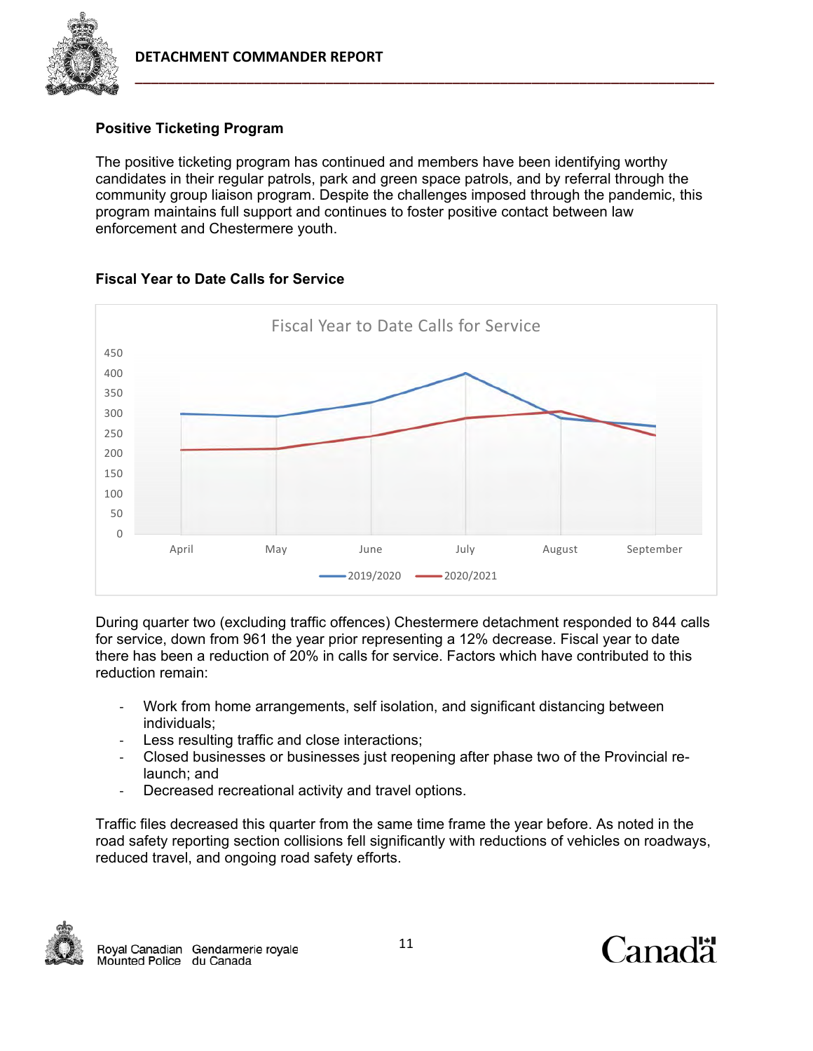## Positive Ticketing Program

The positive ticketing program has continued and members have been identifying worthy candidates in their regular patrols, park and green space patrols, and by referral through the community group liaison program. Despite the challenges imposed through the pandemic, this program maintains full support and continues to foster positive contact between law enforcement and Chestermere youth.

## Fiscal Year to Date Calls for Service

During quarter two (excluding traffic offences) Chestermere detachment responded to 844 calls for service, down from 961 the year prior representing a 12% decrease. Fiscal year to date there has been a reduction of 20% in calls for service. Factors which have contributed to this reduction remain:

- Work from home arrangements, self isolation, and significant distancing between individuals;
- Less resulting traffic and close interactions;
- Closed businesses or businesses just reopening after phase two of the Provincial re-launch; and
- Decreased recreational activity and travel options.

Traffic files decreased this quarter from the same time frame the year before. As noted in the road safety reporting section collisions fell significantly with reductions of vehicles on roadways, reduced travel, and ongoing road safety efforts.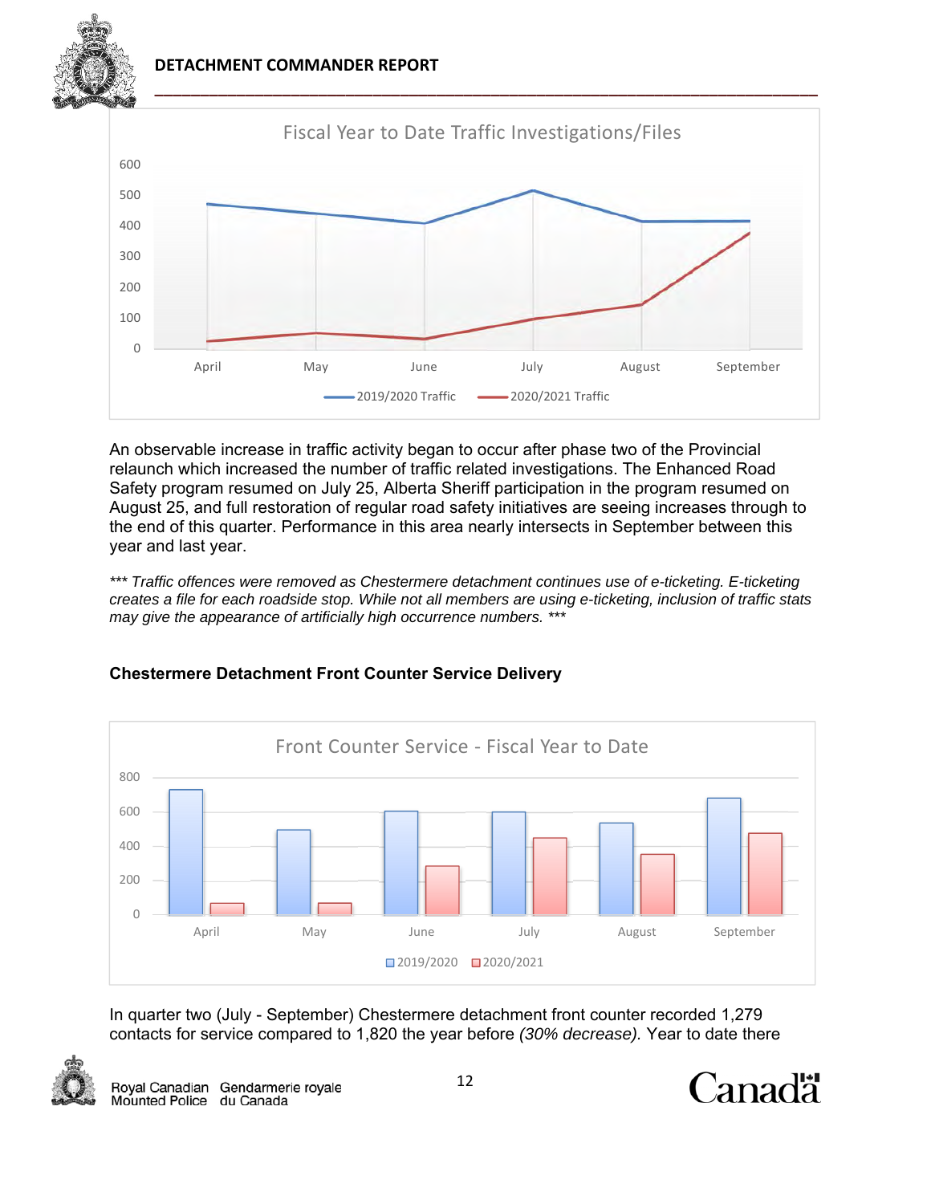Fiscal Year to Date Traffic Investigations/Files

An observable increase in traffic activity began to occur after phase two of the Provincial relaunch which increased the number of traffic related investigations. The Enhanced Road Safety program resumed on July 25, Alberta Sheriff participation in the program resumed on August 25, and full restoration of regular road safety initiatives are seeing increases through to the end of this quarter. Performance in this area nearly intersects in September between this year and last year.

*\*\*\* Traffic offences were removed as Chestermere detachment continues use of e-ticketing. E-ticketing creates a file for each roadside stop. While not all members are using e-ticketing, inclusion of traffic stats may give the appearance of artificially high occurrence numbers. \*\*\**

### Chestermere Detachment Front Counter Service Delivery

Front Counter Service - Fiscal Year to Date

In quarter two (July - September) Chestermere detachment front counter recorded 1,279 contacts for service compared to 1,820 the year before *(30% decrease).* Year to date there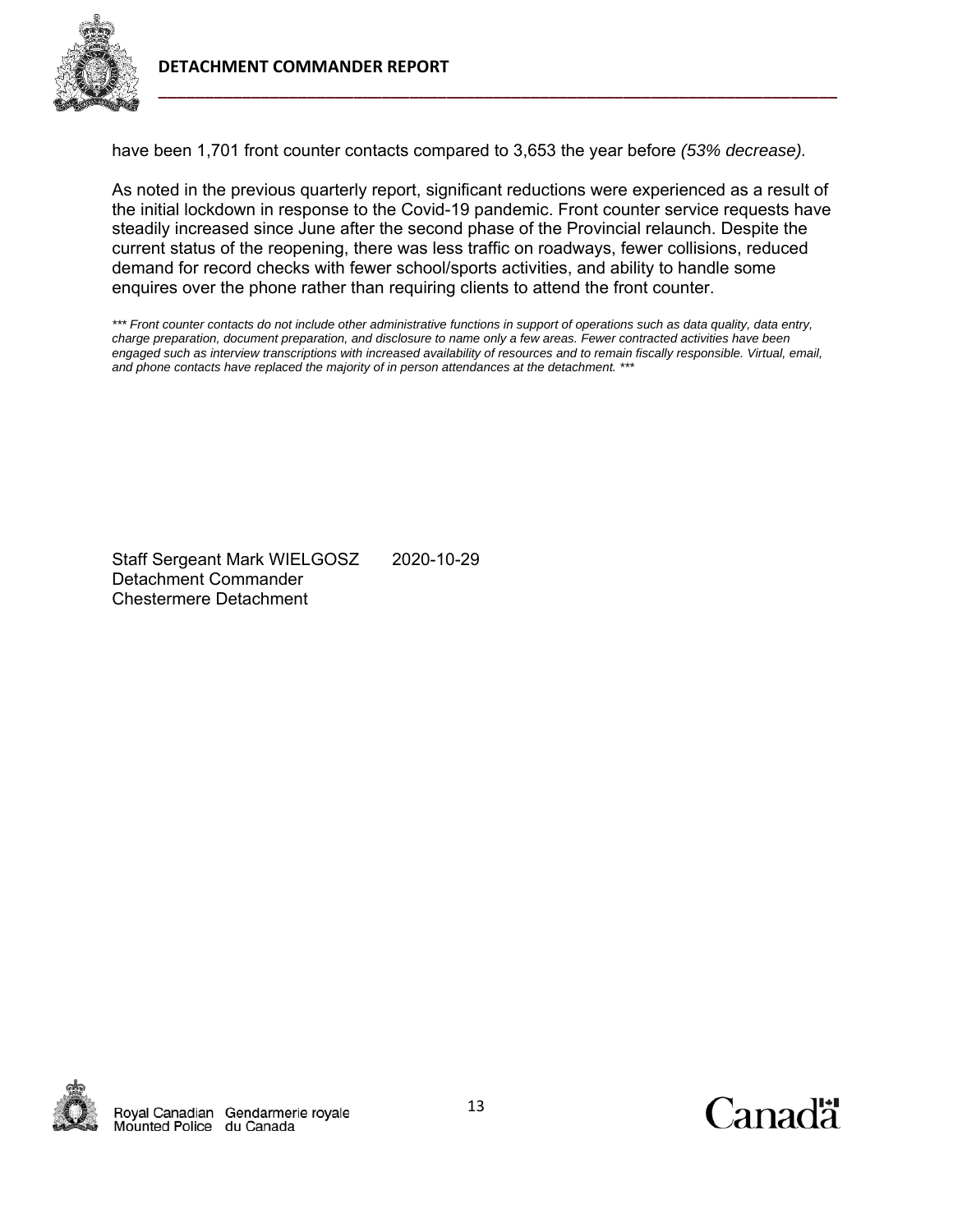have been 1,701 front counter contacts compared to 3,653 the year before *(53% decrease).*

As noted in the previous quarterly report, significant reductions were experienced as a result of the initial lockdown in response to the Covid-19 pandemic. Front counter service requests have steadily increased since June after the second phase of the Provincial relaunch. Despite the current status of the reopening, there was less traffic on roadways, fewer collisions, reduced demand for record checks with fewer school/sports activities, and ability to handle some enquires over the phone rather than requiring clients to attend the front counter.

*\*\*\* Front counter contacts do not include other administrative functions in support of operations such as data quality, data entry, charge preparation, document preparation, and disclosure to name only a few areas. Fewer contracted activities have been engaged such as interview transcriptions with increased availability of resources and to remain fiscally responsible. Virtual, email, and phone contacts have replaced the majority of in person attendances at the detachment. \*\*\**

Staff Sergeant Mark WIELGOSZ 2020-10-29
Detachment Commander
Chestermere Detachment